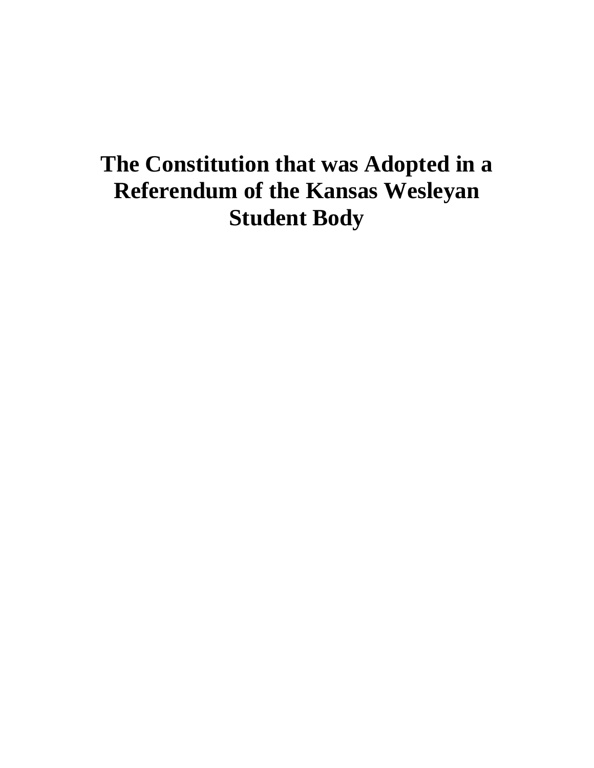# The Constitution that was Adopted in a Referendum of the Kansas Wesleyan Student Body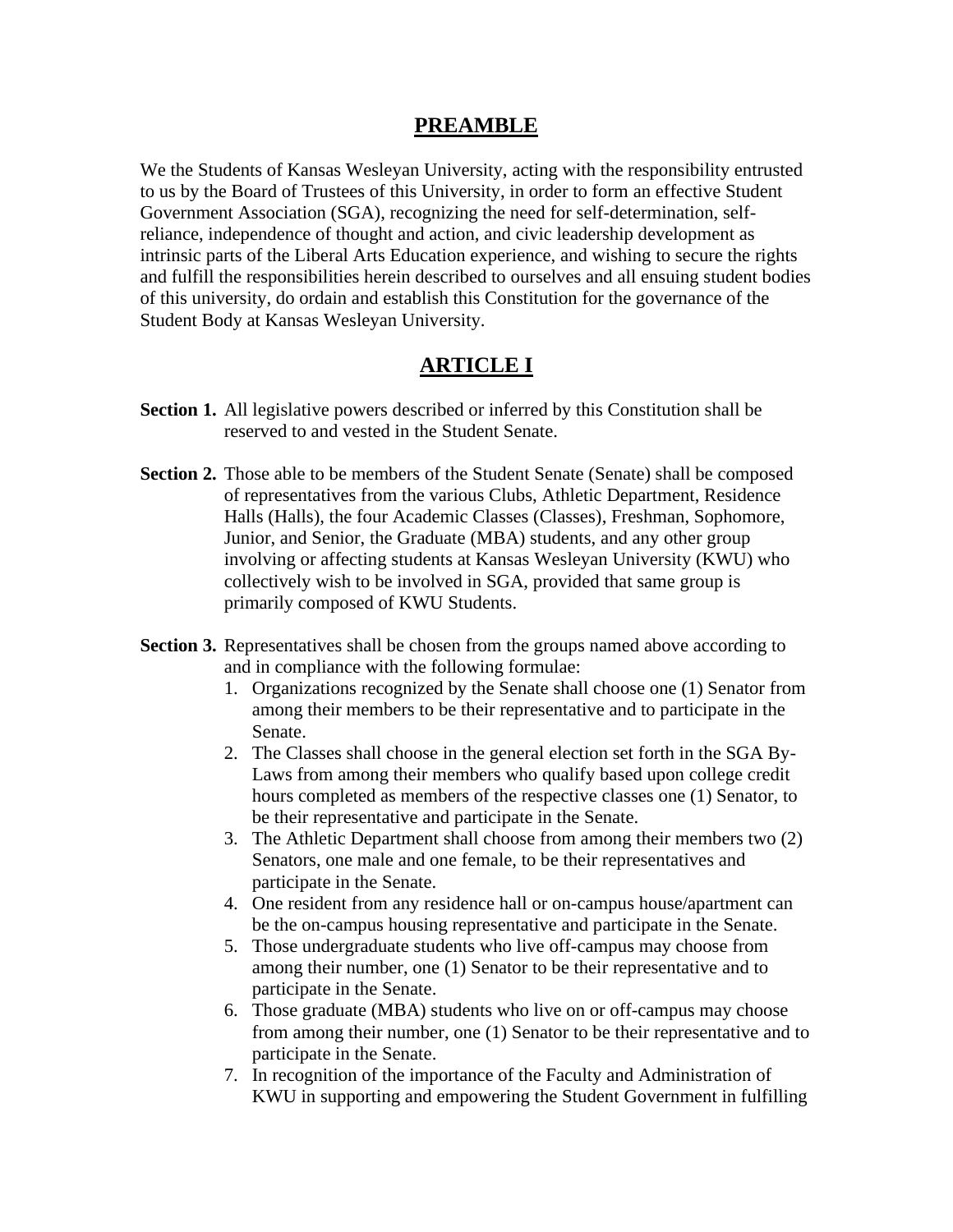## PREAMBLE

We the Students of Kansas Wesleyan University, acting with the responsibility entrusted to us by the Board of Trustees of this University, in order to form an effective Student Government Association (SGA), recognizing the need for self-determination, self-reliance, independence of thought and action, and civic leadership development as intrinsic parts of the Liberal Arts Education experience, and wishing to secure the rights and fulfill the responsibilities herein described to ourselves and all ensuing student bodies of this university, do ordain and establish this Constitution for the governance of the Student Body at Kansas Wesleyan University.

## ARTICLE I

**Section 1.** All legislative powers described or inferred by this Constitution shall be reserved to and vested in the Student Senate.

**Section 2.** Those able to be members of the Student Senate (Senate) shall be composed of representatives from the various Clubs, Athletic Department, Residence Halls (Halls), the four Academic Classes (Classes), Freshman, Sophomore, Junior, and Senior, the Graduate (MBA) students, and any other group involving or affecting students at Kansas Wesleyan University (KWU) who collectively wish to be involved in SGA, provided that same group is primarily composed of KWU Students.

**Section 3.** Representatives shall be chosen from the groups named above according to and in compliance with the following formulae:

1. Organizations recognized by the Senate shall choose one (1) Senator from among their members to be their representative and to participate in the Senate.
2. The Classes shall choose in the general election set forth in the SGA By-Laws from among their members who qualify based upon college credit hours completed as members of the respective classes one (1) Senator, to be their representative and participate in the Senate.
3. The Athletic Department shall choose from among their members two (2) Senators, one male and one female, to be their representatives and participate in the Senate.
4. One resident from any residence hall or on-campus house/apartment can be the on-campus housing representative and participate in the Senate.
5. Those undergraduate students who live off-campus may choose from among their number, one (1) Senator to be their representative and to participate in the Senate.
6. Those graduate (MBA) students who live on or off-campus may choose from among their number, one (1) Senator to be their representative and to participate in the Senate.
7. In recognition of the importance of the Faculty and Administration of KWU in supporting and empowering the Student Government in fulfilling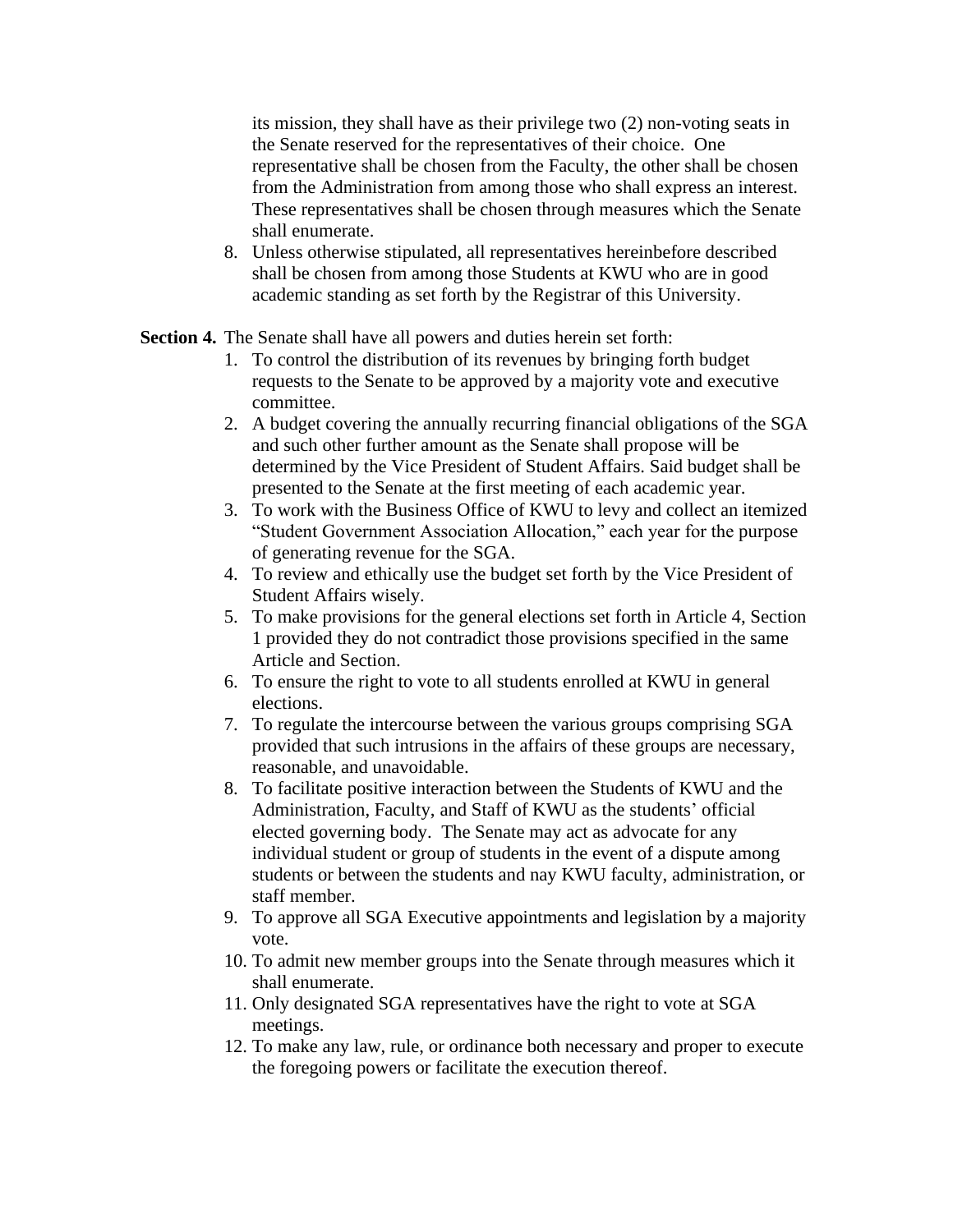its mission, they shall have as their privilege two (2) non-voting seats in the Senate reserved for the representatives of their choice. One representative shall be chosen from the Faculty, the other shall be chosen from the Administration from among those who shall express an interest. These representatives shall be chosen through measures which the Senate shall enumerate.

8. Unless otherwise stipulated, all representatives hereinbefore described shall be chosen from among those Students at KWU who are in good academic standing as set forth by the Registrar of this University.

**Section 4.** The Senate shall have all powers and duties herein set forth:

1. To control the distribution of its revenues by bringing forth budget requests to the Senate to be approved by a majority vote and executive committee.
2. A budget covering the annually recurring financial obligations of the SGA and such other further amount as the Senate shall propose will be determined by the Vice President of Student Affairs. Said budget shall be presented to the Senate at the first meeting of each academic year.
3. To work with the Business Office of KWU to levy and collect an itemized "Student Government Association Allocation," each year for the purpose of generating revenue for the SGA.
4. To review and ethically use the budget set forth by the Vice President of Student Affairs wisely.
5. To make provisions for the general elections set forth in Article 4, Section 1 provided they do not contradict those provisions specified in the same Article and Section.
6. To ensure the right to vote to all students enrolled at KWU in general elections.
7. To regulate the intercourse between the various groups comprising SGA provided that such intrusions in the affairs of these groups are necessary, reasonable, and unavoidable.
8. To facilitate positive interaction between the Students of KWU and the Administration, Faculty, and Staff of KWU as the students' official elected governing body. The Senate may act as advocate for any individual student or group of students in the event of a dispute among students or between the students and nay KWU faculty, administration, or staff member.
9. To approve all SGA Executive appointments and legislation by a majority vote.
10. To admit new member groups into the Senate through measures which it shall enumerate.
11. Only designated SGA representatives have the right to vote at SGA meetings.
12. To make any law, rule, or ordinance both necessary and proper to execute the foregoing powers or facilitate the execution thereof.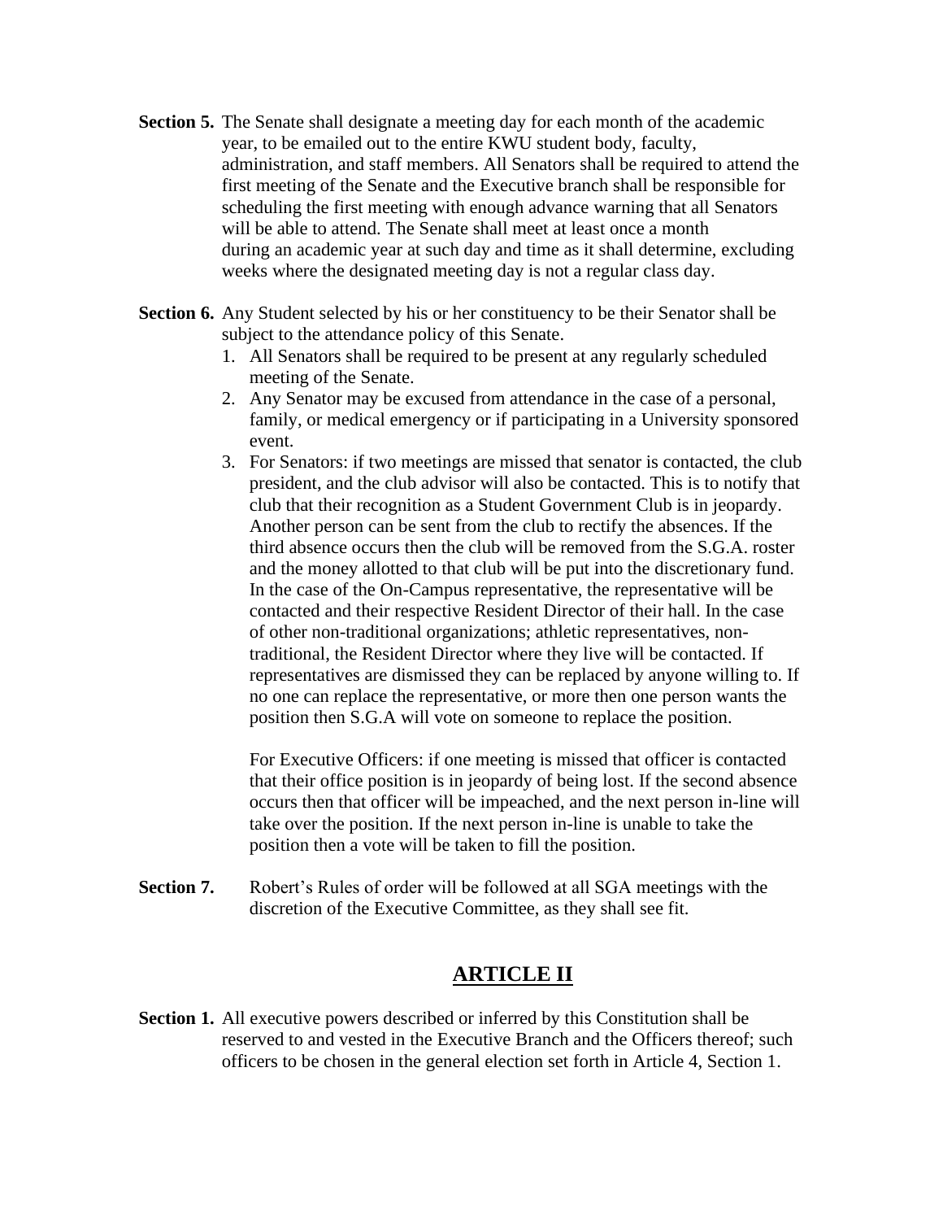**Section 5.** The Senate shall designate a meeting day for each month of the academic year, to be emailed out to the entire KWU student body, faculty, administration, and staff members. All Senators shall be required to attend the first meeting of the Senate and the Executive branch shall be responsible for scheduling the first meeting with enough advance warning that all Senators will be able to attend. The Senate shall meet at least once a month during an academic year at such day and time as it shall determine, excluding weeks where the designated meeting day is not a regular class day.

**Section 6.** Any Student selected by his or her constituency to be their Senator shall be subject to the attendance policy of this Senate.

1. All Senators shall be required to be present at any regularly scheduled meeting of the Senate.
2. Any Senator may be excused from attendance in the case of a personal, family, or medical emergency or if participating in a University sponsored event.
3. For Senators: if two meetings are missed that senator is contacted, the club president, and the club advisor will also be contacted. This is to notify that club that their recognition as a Student Government Club is in jeopardy. Another person can be sent from the club to rectify the absences. If the third absence occurs then the club will be removed from the S.G.A. roster and the money allotted to that club will be put into the discretionary fund. In the case of the On-Campus representative, the representative will be contacted and their respective Resident Director of their hall. In the case of other non-traditional organizations; athletic representatives, non-traditional, the Resident Director where they live will be contacted. If representatives are dismissed they can be replaced by anyone willing to. If no one can replace the representative, or more then one person wants the position then S.G.A will vote on someone to replace the position.

   For Executive Officers: if one meeting is missed that officer is contacted that their office position is in jeopardy of being lost. If the second absence occurs then that officer will be impeached, and the next person in-line will take over the position. If the next person in-line is unable to take the position then a vote will be taken to fill the position.

**Section 7.** Robert's Rules of order will be followed at all SGA meetings with the discretion of the Executive Committee, as they shall see fit.

## ARTICLE II

**Section 1.** All executive powers described or inferred by this Constitution shall be reserved to and vested in the Executive Branch and the Officers thereof; such officers to be chosen in the general election set forth in Article 4, Section 1.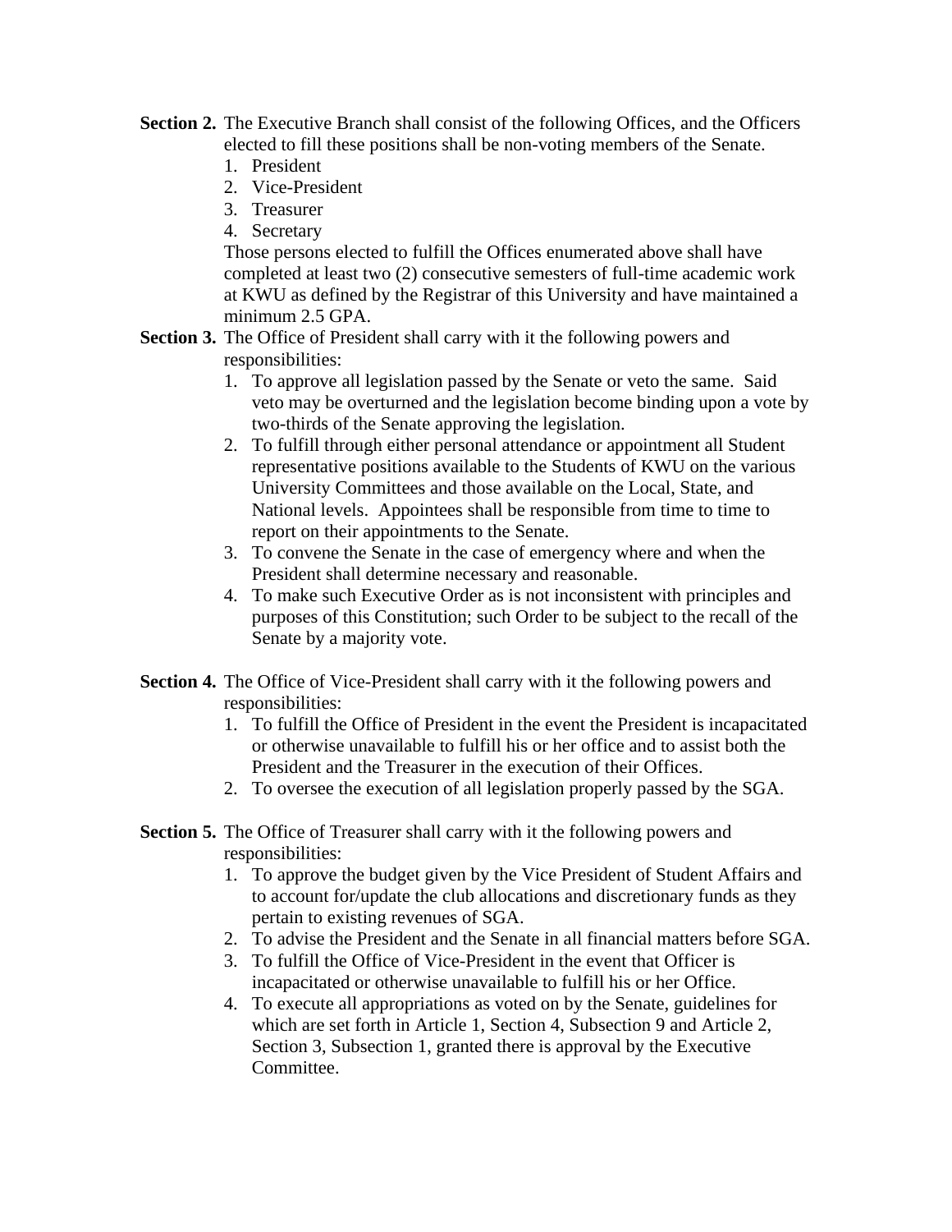**Section 2.** The Executive Branch shall consist of the following Offices, and the Officers elected to fill these positions shall be non-voting members of the Senate.

1. President
2. Vice-President
3. Treasurer
4. Secretary

Those persons elected to fulfill the Offices enumerated above shall have completed at least two (2) consecutive semesters of full-time academic work at KWU as defined by the Registrar of this University and have maintained a minimum 2.5 GPA.

**Section 3.** The Office of President shall carry with it the following powers and responsibilities:

1. To approve all legislation passed by the Senate or veto the same. Said veto may be overturned and the legislation become binding upon a vote by two-thirds of the Senate approving the legislation.
2. To fulfill through either personal attendance or appointment all Student representative positions available to the Students of KWU on the various University Committees and those available on the Local, State, and National levels. Appointees shall be responsible from time to time to report on their appointments to the Senate.
3. To convene the Senate in the case of emergency where and when the President shall determine necessary and reasonable.
4. To make such Executive Order as is not inconsistent with principles and purposes of this Constitution; such Order to be subject to the recall of the Senate by a majority vote.

**Section 4.** The Office of Vice-President shall carry with it the following powers and responsibilities:

1. To fulfill the Office of President in the event the President is incapacitated or otherwise unavailable to fulfill his or her office and to assist both the President and the Treasurer in the execution of their Offices.
2. To oversee the execution of all legislation properly passed by the SGA.

**Section 5.** The Office of Treasurer shall carry with it the following powers and responsibilities:

1. To approve the budget given by the Vice President of Student Affairs and to account for/update the club allocations and discretionary funds as they pertain to existing revenues of SGA.
2. To advise the President and the Senate in all financial matters before SGA.
3. To fulfill the Office of Vice-President in the event that Officer is incapacitated or otherwise unavailable to fulfill his or her Office.
4. To execute all appropriations as voted on by the Senate, guidelines for which are set forth in Article 1, Section 4, Subsection 9 and Article 2, Section 3, Subsection 1, granted there is approval by the Executive Committee.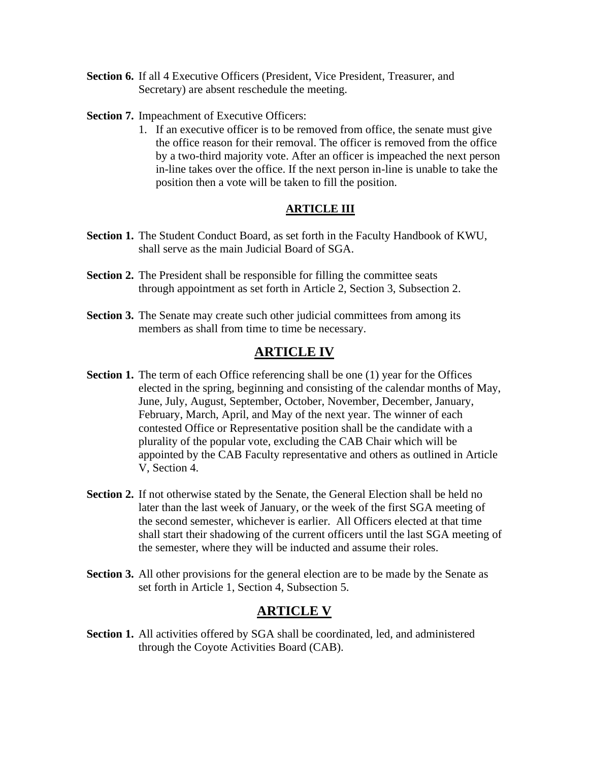**Section 6.** If all 4 Executive Officers (President, Vice President, Treasurer, and Secretary) are absent reschedule the meeting.

**Section 7.** Impeachment of Executive Officers:

1. If an executive officer is to be removed from office, the senate must give the office reason for their removal. The officer is removed from the office by a two-third majority vote. After an officer is impeached the next person in-line takes over the office. If the next person in-line is unable to take the position then a vote will be taken to fill the position.

## ARTICLE III

**Section 1.** The Student Conduct Board, as set forth in the Faculty Handbook of KWU, shall serve as the main Judicial Board of SGA.

**Section 2.** The President shall be responsible for filling the committee seats through appointment as set forth in Article 2, Section 3, Subsection 2.

**Section 3.** The Senate may create such other judicial committees from among its members as shall from time to time be necessary.

## ARTICLE IV

**Section 1.** The term of each Office referencing shall be one (1) year for the Offices elected in the spring, beginning and consisting of the calendar months of May, June, July, August, September, October, November, December, January, February, March, April, and May of the next year. The winner of each contested Office or Representative position shall be the candidate with a plurality of the popular vote, excluding the CAB Chair which will be appointed by the CAB Faculty representative and others as outlined in Article V, Section 4.

**Section 2.** If not otherwise stated by the Senate, the General Election shall be held no later than the last week of January, or the week of the first SGA meeting of the second semester, whichever is earlier. All Officers elected at that time shall start their shadowing of the current officers until the last SGA meeting of the semester, where they will be inducted and assume their roles.

**Section 3.** All other provisions for the general election are to be made by the Senate as set forth in Article 1, Section 4, Subsection 5.

## ARTICLE V

**Section 1.** All activities offered by SGA shall be coordinated, led, and administered through the Coyote Activities Board (CAB).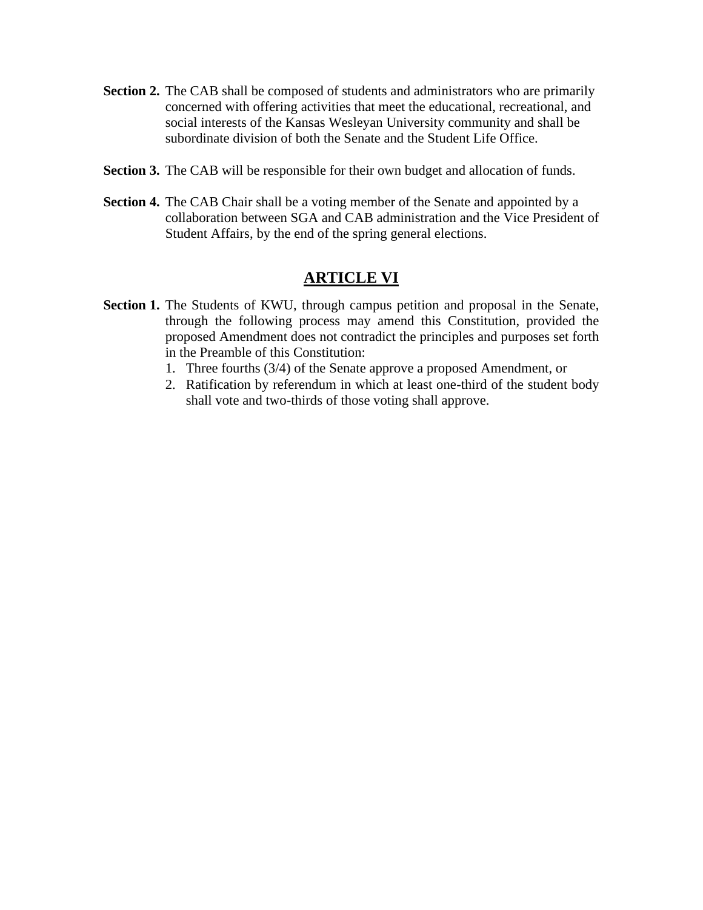**Section 2.** The CAB shall be composed of students and administrators who are primarily concerned with offering activities that meet the educational, recreational, and social interests of the Kansas Wesleyan University community and shall be subordinate division of both the Senate and the Student Life Office.

**Section 3.** The CAB will be responsible for their own budget and allocation of funds.

**Section 4.** The CAB Chair shall be a voting member of the Senate and appointed by a collaboration between SGA and CAB administration and the Vice President of Student Affairs, by the end of the spring general elections.

## ARTICLE VI

**Section 1.** The Students of KWU, through campus petition and proposal in the Senate, through the following process may amend this Constitution, provided the proposed Amendment does not contradict the principles and purposes set forth in the Preamble of this Constitution:

1. Three fourths (3/4) of the Senate approve a proposed Amendment, or
2. Ratification by referendum in which at least one-third of the student body shall vote and two-thirds of those voting shall approve.